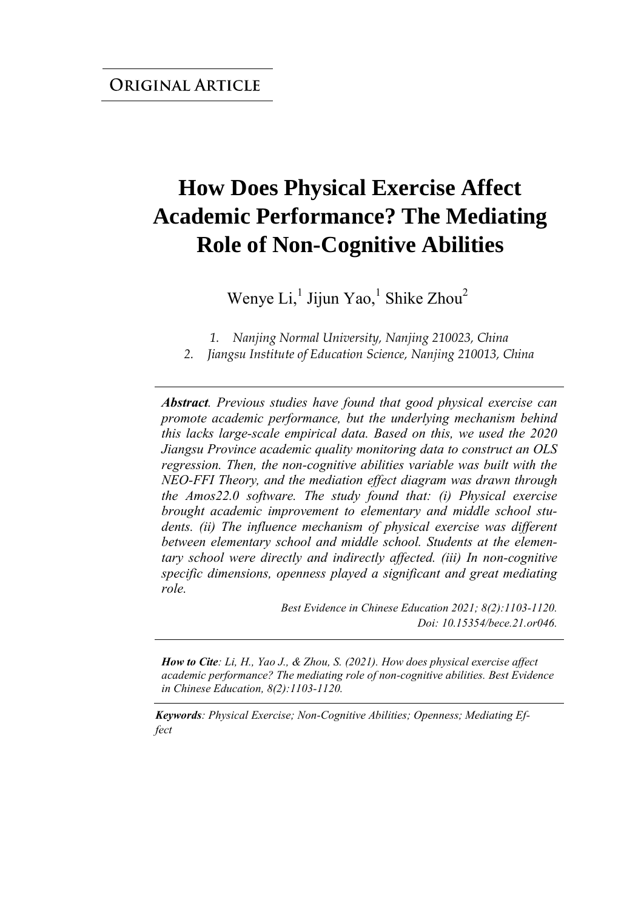**ORIGINAL ARTICLE**

# How Does Physical Exercise Affect Academic Performance? The Mediating Role of Non-Cognitive Abilities

Wenye Li,[1] Jijun Yao,[1] Shike Zhou[2]

*1. Nanjing Normal University, Nanjing 210023, China*
*2. Jiangsu Institute of Education Science, Nanjing 210013, China*

***Abstract****. Previous studies have found that good physical exercise can promote academic performance, but the underlying mechanism behind this lacks large-scale empirical data. Based on this, we used the 2020 Jiangsu Province academic quality monitoring data to construct an OLS regression. Then, the non-cognitive abilities variable was built with the NEO-FFI Theory, and the mediation effect diagram was drawn through the Amos22.0 software. The study found that: (i) Physical exercise brought academic improvement to elementary and middle school students. (ii) The influence mechanism of physical exercise was different between elementary school and middle school. Students at the elementary school were directly and indirectly affected. (iii) In non-cognitive specific dimensions, openness played a significant and great mediating role.*

*Best Evidence in Chinese Education 2021; 8(2):1103-1120.*
*Doi: 10.15354/bece.21.or046.*

***How to Cite****: Li, H., Yao J., & Zhou, S. (2021). How does physical exercise affect academic performance? The mediating role of non-cognitive abilities. Best Evidence in Chinese Education, 8(2):1103-1120.*

***Keywords****: Physical Exercise; Non-Cognitive Abilities; Openness; Mediating Effect*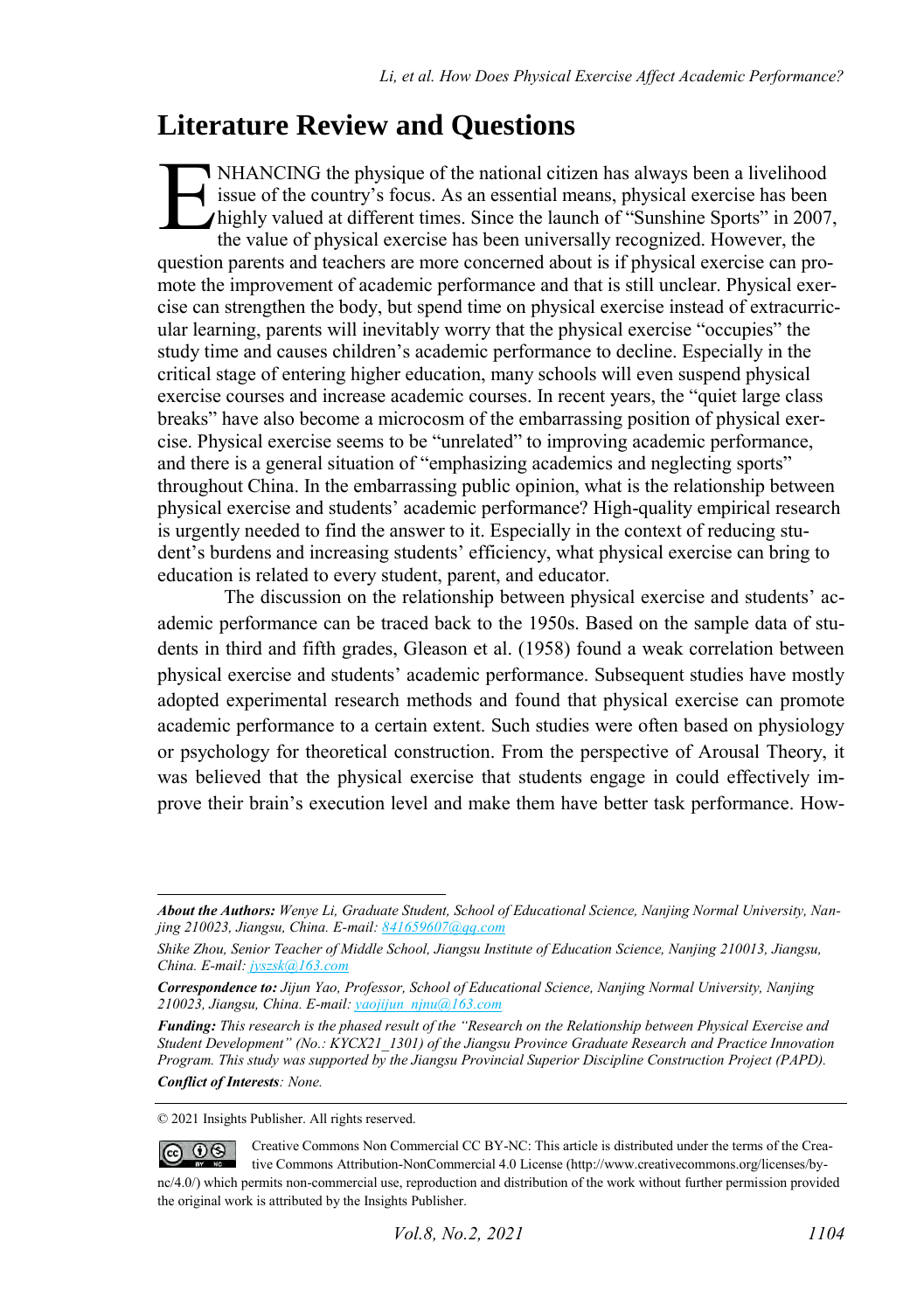# Literature Review and Questions

ENHANCING the physique of the national citizen has always been a livelihood issue of the country's focus. As an essential means, physical exercise has been highly valued at different times. Since the launch of "Sunshine Sports" in 2007, the value of physical exercise has been universally recognized. However, the question parents and teachers are more concerned about is if physical exercise can promote the improvement of academic performance and that is still unclear. Physical exercise can strengthen the body, but spend time on physical exercise instead of extracurricular learning, parents will inevitably worry that the physical exercise "occupies" the study time and causes children's academic performance to decline. Especially in the critical stage of entering higher education, many schools will even suspend physical exercise courses and increase academic courses. In recent years, the "quiet large class breaks" have also become a microcosm of the embarrassing position of physical exercise. Physical exercise seems to be "unrelated" to improving academic performance, and there is a general situation of "emphasizing academics and neglecting sports" throughout China. In the embarrassing public opinion, what is the relationship between physical exercise and students' academic performance? High-quality empirical research is urgently needed to find the answer to it. Especially in the context of reducing student's burdens and increasing students' efficiency, what physical exercise can bring to education is related to every student, parent, and educator.

The discussion on the relationship between physical exercise and students' academic performance can be traced back to the 1950s. Based on the sample data of students in third and fifth grades, Gleason et al. (1958) found a weak correlation between physical exercise and students' academic performance. Subsequent studies have mostly adopted experimental research methods and found that physical exercise can promote academic performance to a certain extent. Such studies were often based on physiology or psychology for theoretical construction. From the perspective of Arousal Theory, it was believed that the physical exercise that students engage in could effectively improve their brain's execution level and make them have better task performance. How-

---

***About the Authors:*** *Wenye Li, Graduate Student, School of Educational Science, Nanjing Normal University, Nanjing 210023, Jiangsu, China. E-mail: 841659607@qq.com*

*Shike Zhou, Senior Teacher of Middle School, Jiangsu Institute of Education Science, Nanjing 210013, Jiangsu, China. E-mail: jyszsk@163.com*

***Correspondence to:*** *Jijun Yao, Professor, School of Educational Science, Nanjing Normal University, Nanjing 210023, Jiangsu, China. E-mail: yaojijun_njnu@163.com*

***Funding:*** *This research is the phased result of the "Research on the Relationship between Physical Exercise and Student Development" (No.: KYCX21_1301) of the Jiangsu Province Graduate Research and Practice Innovation Program. This study was supported by the Jiangsu Provincial Superior Discipline Construction Project (PAPD).*

***Conflict of Interests****: None.*

© 2021 Insights Publisher. All rights reserved.

Creative Commons Non Commercial CC BY-NC: This article is distributed under the terms of the Creative Commons Attribution-NonCommercial 4.0 License (http://www.creativecommons.org/licenses/by-nc/4.0/) which permits non-commercial use, reproduction and distribution of the work without further permission provided the original work is attributed by the Insights Publisher.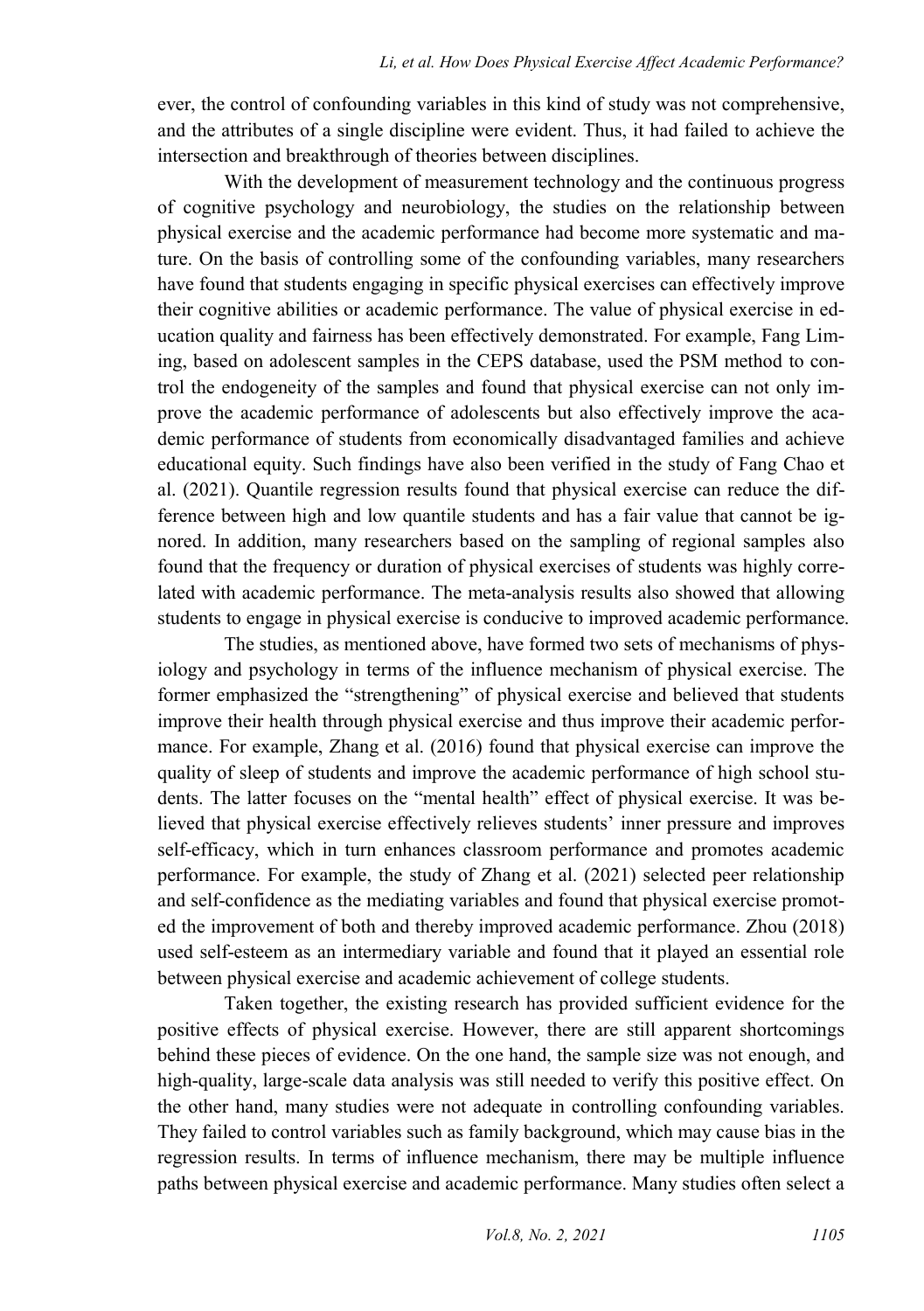ever, the control of confounding variables in this kind of study was not comprehensive, and the attributes of a single discipline were evident. Thus, it had failed to achieve the intersection and breakthrough of theories between disciplines.

With the development of measurement technology and the continuous progress of cognitive psychology and neurobiology, the studies on the relationship between physical exercise and the academic performance had become more systematic and mature. On the basis of controlling some of the confounding variables, many researchers have found that students engaging in specific physical exercises can effectively improve their cognitive abilities or academic performance. The value of physical exercise in education quality and fairness has been effectively demonstrated. For example, Fang Liming, based on adolescent samples in the CEPS database, used the PSM method to control the endogeneity of the samples and found that physical exercise can not only improve the academic performance of adolescents but also effectively improve the academic performance of students from economically disadvantaged families and achieve educational equity. Such findings have also been verified in the study of Fang Chao et al. (2021). Quantile regression results found that physical exercise can reduce the difference between high and low quantile students and has a fair value that cannot be ignored. In addition, many researchers based on the sampling of regional samples also found that the frequency or duration of physical exercises of students was highly correlated with academic performance. The meta-analysis results also showed that allowing students to engage in physical exercise is conducive to improved academic performance.

The studies, as mentioned above, have formed two sets of mechanisms of physiology and psychology in terms of the influence mechanism of physical exercise. The former emphasized the "strengthening" of physical exercise and believed that students improve their health through physical exercise and thus improve their academic performance. For example, Zhang et al. (2016) found that physical exercise can improve the quality of sleep of students and improve the academic performance of high school students. The latter focuses on the "mental health" effect of physical exercise. It was believed that physical exercise effectively relieves students' inner pressure and improves self-efficacy, which in turn enhances classroom performance and promotes academic performance. For example, the study of Zhang et al. (2021) selected peer relationship and self-confidence as the mediating variables and found that physical exercise promoted the improvement of both and thereby improved academic performance. Zhou (2018) used self-esteem as an intermediary variable and found that it played an essential role between physical exercise and academic achievement of college students.

Taken together, the existing research has provided sufficient evidence for the positive effects of physical exercise. However, there are still apparent shortcomings behind these pieces of evidence. On the one hand, the sample size was not enough, and high-quality, large-scale data analysis was still needed to verify this positive effect. On the other hand, many studies were not adequate in controlling confounding variables. They failed to control variables such as family background, which may cause bias in the regression results. In terms of influence mechanism, there may be multiple influence paths between physical exercise and academic performance. Many studies often select a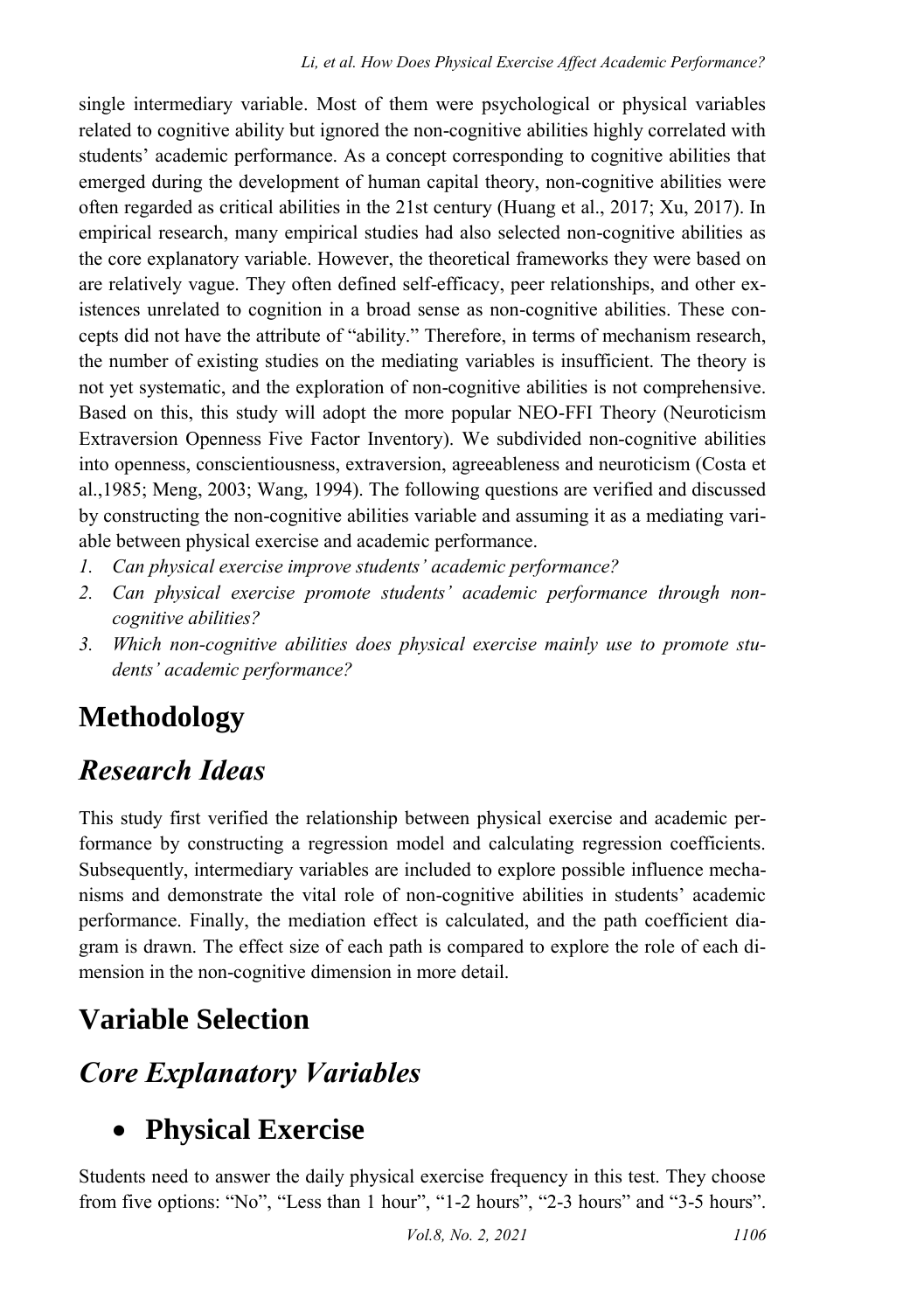single intermediary variable. Most of them were psychological or physical variables related to cognitive ability but ignored the non-cognitive abilities highly correlated with students' academic performance. As a concept corresponding to cognitive abilities that emerged during the development of human capital theory, non-cognitive abilities were often regarded as critical abilities in the 21st century (Huang et al., 2017; Xu, 2017). In empirical research, many empirical studies had also selected non-cognitive abilities as the core explanatory variable. However, the theoretical frameworks they were based on are relatively vague. They often defined self-efficacy, peer relationships, and other existences unrelated to cognition in a broad sense as non-cognitive abilities. These concepts did not have the attribute of "ability." Therefore, in terms of mechanism research, the number of existing studies on the mediating variables is insufficient. The theory is not yet systematic, and the exploration of non-cognitive abilities is not comprehensive. Based on this, this study will adopt the more popular NEO-FFI Theory (Neuroticism Extraversion Openness Five Factor Inventory). We subdivided non-cognitive abilities into openness, conscientiousness, extraversion, agreeableness and neuroticism (Costa et al.,1985; Meng, 2003; Wang, 1994). The following questions are verified and discussed by constructing the non-cognitive abilities variable and assuming it as a mediating variable between physical exercise and academic performance.

1. *Can physical exercise improve students' academic performance?*
2. *Can physical exercise promote students' academic performance through non-cognitive abilities?*
3. *Which non-cognitive abilities does physical exercise mainly use to promote students' academic performance?*

# Methodology

## *Research Ideas*

This study first verified the relationship between physical exercise and academic performance by constructing a regression model and calculating regression coefficients. Subsequently, intermediary variables are included to explore possible influence mechanisms and demonstrate the vital role of non-cognitive abilities in students' academic performance. Finally, the mediation effect is calculated, and the path coefficient diagram is drawn. The effect size of each path is compared to explore the role of each dimension in the non-cognitive dimension in more detail.

# Variable Selection

## *Core Explanatory Variables*

### • Physical Exercise

Students need to answer the daily physical exercise frequency in this test. They choose from five options: "No", "Less than 1 hour", "1-2 hours", "2-3 hours" and "3-5 hours".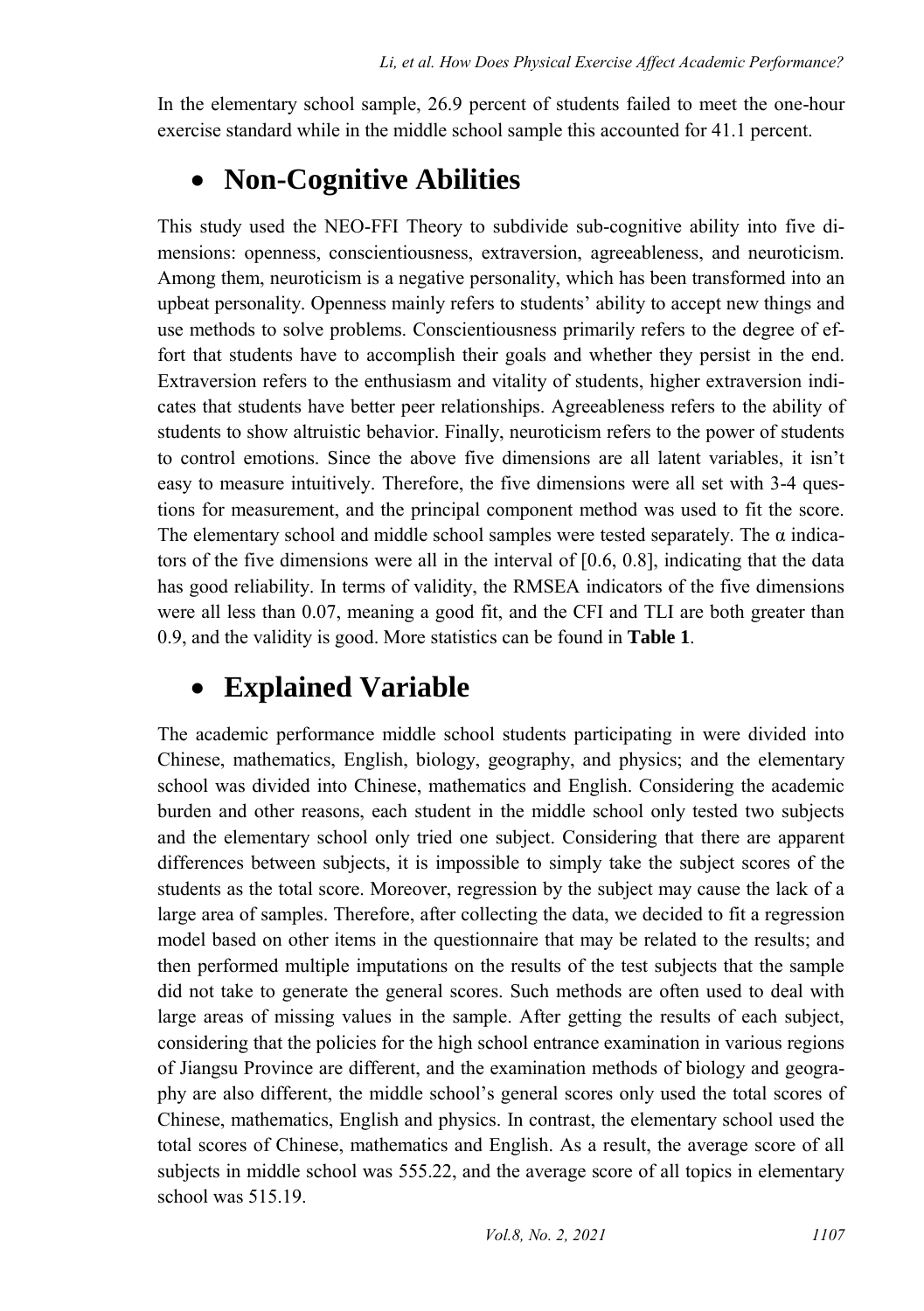In the elementary school sample, 26.9 percent of students failed to meet the one-hour exercise standard while in the middle school sample this accounted for 41.1 percent.

- ## Non-Cognitive Abilities

This study used the NEO-FFI Theory to subdivide sub-cognitive ability into five dimensions: openness, conscientiousness, extraversion, agreeableness, and neuroticism. Among them, neuroticism is a negative personality, which has been transformed into an upbeat personality. Openness mainly refers to students' ability to accept new things and use methods to solve problems. Conscientiousness primarily refers to the degree of effort that students have to accomplish their goals and whether they persist in the end. Extraversion refers to the enthusiasm and vitality of students, higher extraversion indicates that students have better peer relationships. Agreeableness refers to the ability of students to show altruistic behavior. Finally, neuroticism refers to the power of students to control emotions. Since the above five dimensions are all latent variables, it isn't easy to measure intuitively. Therefore, the five dimensions were all set with 3-4 questions for measurement, and the principal component method was used to fit the score. The elementary school and middle school samples were tested separately. The α indicators of the five dimensions were all in the interval of [0.6, 0.8], indicating that the data has good reliability. In terms of validity, the RMSEA indicators of the five dimensions were all less than 0.07, meaning a good fit, and the CFI and TLI are both greater than 0.9, and the validity is good. More statistics can be found in **Table 1**.

- ## Explained Variable

The academic performance middle school students participating in were divided into Chinese, mathematics, English, biology, geography, and physics; and the elementary school was divided into Chinese, mathematics and English. Considering the academic burden and other reasons, each student in the middle school only tested two subjects and the elementary school only tried one subject. Considering that there are apparent differences between subjects, it is impossible to simply take the subject scores of the students as the total score. Moreover, regression by the subject may cause the lack of a large area of samples. Therefore, after collecting the data, we decided to fit a regression model based on other items in the questionnaire that may be related to the results; and then performed multiple imputations on the results of the test subjects that the sample did not take to generate the general scores. Such methods are often used to deal with large areas of missing values in the sample. After getting the results of each subject, considering that the policies for the high school entrance examination in various regions of Jiangsu Province are different, and the examination methods of biology and geography are also different, the middle school's general scores only used the total scores of Chinese, mathematics, English and physics. In contrast, the elementary school used the total scores of Chinese, mathematics and English. As a result, the average score of all subjects in middle school was 555.22, and the average score of all topics in elementary school was 515.19.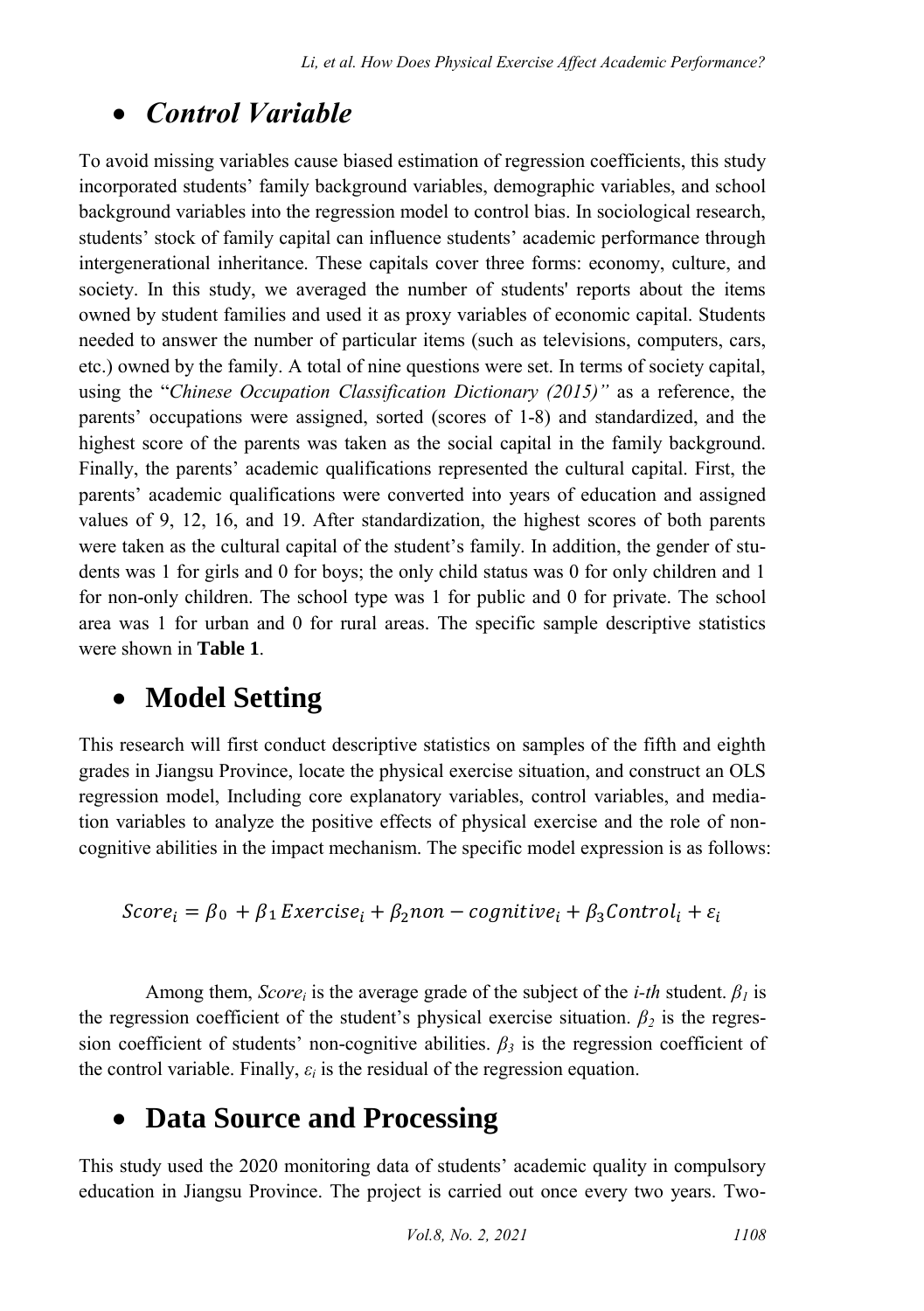## *Control Variable*

To avoid missing variables cause biased estimation of regression coefficients, this study incorporated students' family background variables, demographic variables, and school background variables into the regression model to control bias. In sociological research, students' stock of family capital can influence students' academic performance through intergenerational inheritance. These capitals cover three forms: economy, culture, and society. In this study, we averaged the number of students' reports about the items owned by student families and used it as proxy variables of economic capital. Students needed to answer the number of particular items (such as televisions, computers, cars, etc.) owned by the family. A total of nine questions were set. In terms of society capital, using the "*Chinese Occupation Classification Dictionary (2015)"* as a reference, the parents' occupations were assigned, sorted (scores of 1-8) and standardized, and the highest score of the parents was taken as the social capital in the family background. Finally, the parents' academic qualifications represented the cultural capital. First, the parents' academic qualifications were converted into years of education and assigned values of 9, 12, 16, and 19. After standardization, the highest scores of both parents were taken as the cultural capital of the student's family. In addition, the gender of students was 1 for girls and 0 for boys; the only child status was 0 for only children and 1 for non-only children. The school type was 1 for public and 0 for private. The school area was 1 for urban and 0 for rural areas. The specific sample descriptive statistics were shown in **Table 1**.

## Model Setting

This research will first conduct descriptive statistics on samples of the fifth and eighth grades in Jiangsu Province, locate the physical exercise situation, and construct an OLS regression model, Including core explanatory variables, control variables, and mediation variables to analyze the positive effects of physical exercise and the role of non-cognitive abilities in the impact mechanism. The specific model expression is as follows:

$$Score_i = \beta_0 + \beta_1 Exercise_i + \beta_2 non-cognitive_i + \beta_3 Control_i + \varepsilon_i$$

Among them, $Score_i$ is the average grade of the subject of the *i-th* student. $\beta_1$ is the regression coefficient of the student's physical exercise situation. $\beta_2$ is the regression coefficient of students' non-cognitive abilities. $\beta_3$ is the regression coefficient of the control variable. Finally, $\varepsilon_i$ is the residual of the regression equation.

## Data Source and Processing

This study used the 2020 monitoring data of students' academic quality in compulsory education in Jiangsu Province. The project is carried out once every two years. Two-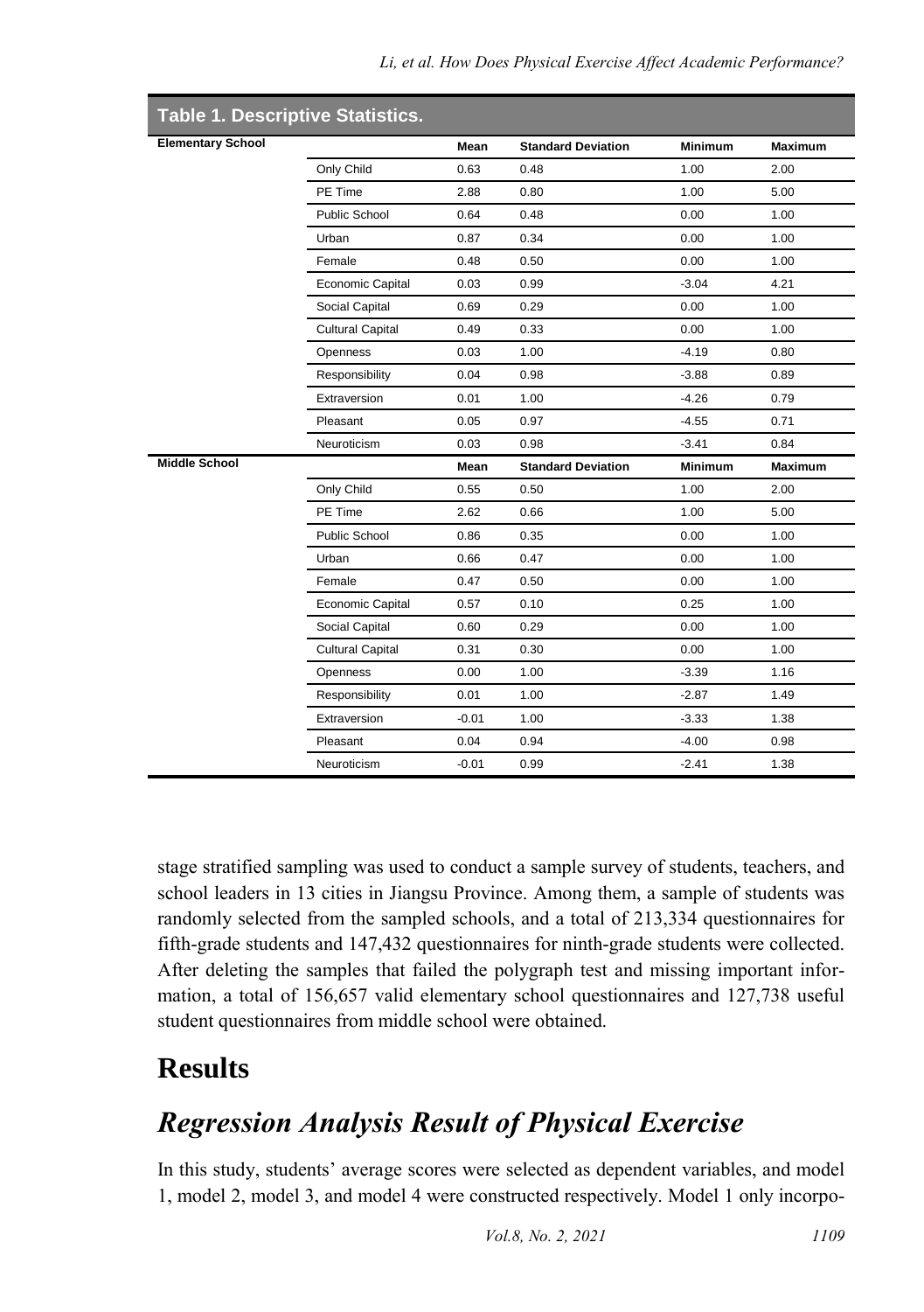**Table 1. Descriptive Statistics.**

| Elementary School | | Mean | Standard Deviation | Minimum | Maximum |
|---|---|---|---|---|---|
| | Only Child | 0.63 | 0.48 | 1.00 | 2.00 |
| | PE Time | 2.88 | 0.80 | 1.00 | 5.00 |
| | Public School | 0.64 | 0.48 | 0.00 | 1.00 |
| | Urban | 0.87 | 0.34 | 0.00 | 1.00 |
| | Female | 0.48 | 0.50 | 0.00 | 1.00 |
| | Economic Capital | 0.03 | 0.99 | -3.04 | 4.21 |
| | Social Capital | 0.69 | 0.29 | 0.00 | 1.00 |
| | Cultural Capital | 0.49 | 0.33 | 0.00 | 1.00 |
| | Openness | 0.03 | 1.00 | -4.19 | 0.80 |
| | Responsibility | 0.04 | 0.98 | -3.88 | 0.89 |
| | Extraversion | 0.01 | 1.00 | -4.26 | 0.79 |
| | Pleasant | 0.05 | 0.97 | -4.55 | 0.71 |
| | Neuroticism | 0.03 | 0.98 | -3.41 | 0.84 |
| **Middle School** | | **Mean** | **Standard Deviation** | **Minimum** | **Maximum** |
| | Only Child | 0.55 | 0.50 | 1.00 | 2.00 |
| | PE Time | 2.62 | 0.66 | 1.00 | 5.00 |
| | Public School | 0.86 | 0.35 | 0.00 | 1.00 |
| | Urban | 0.66 | 0.47 | 0.00 | 1.00 |
| | Female | 0.47 | 0.50 | 0.00 | 1.00 |
| | Economic Capital | 0.57 | 0.10 | 0.25 | 1.00 |
| | Social Capital | 0.60 | 0.29 | 0.00 | 1.00 |
| | Cultural Capital | 0.31 | 0.30 | 0.00 | 1.00 |
| | Openness | 0.00 | 1.00 | -3.39 | 1.16 |
| | Responsibility | 0.01 | 1.00 | -2.87 | 1.49 |
| | Extraversion | -0.01 | 1.00 | -3.33 | 1.38 |
| | Pleasant | 0.04 | 0.94 | -4.00 | 0.98 |
| | Neuroticism | -0.01 | 0.99 | -2.41 | 1.38 |

stage stratified sampling was used to conduct a sample survey of students, teachers, and school leaders in 13 cities in Jiangsu Province. Among them, a sample of students was randomly selected from the sampled schools, and a total of 213,334 questionnaires for fifth-grade students and 147,432 questionnaires for ninth-grade students were collected. After deleting the samples that failed the polygraph test and missing important information, a total of 156,657 valid elementary school questionnaires and 127,738 useful student questionnaires from middle school were obtained.

# Results

## *Regression Analysis Result of Physical Exercise*

In this study, students' average scores were selected as dependent variables, and model 1, model 2, model 3, and model 4 were constructed respectively. Model 1 only incorpo-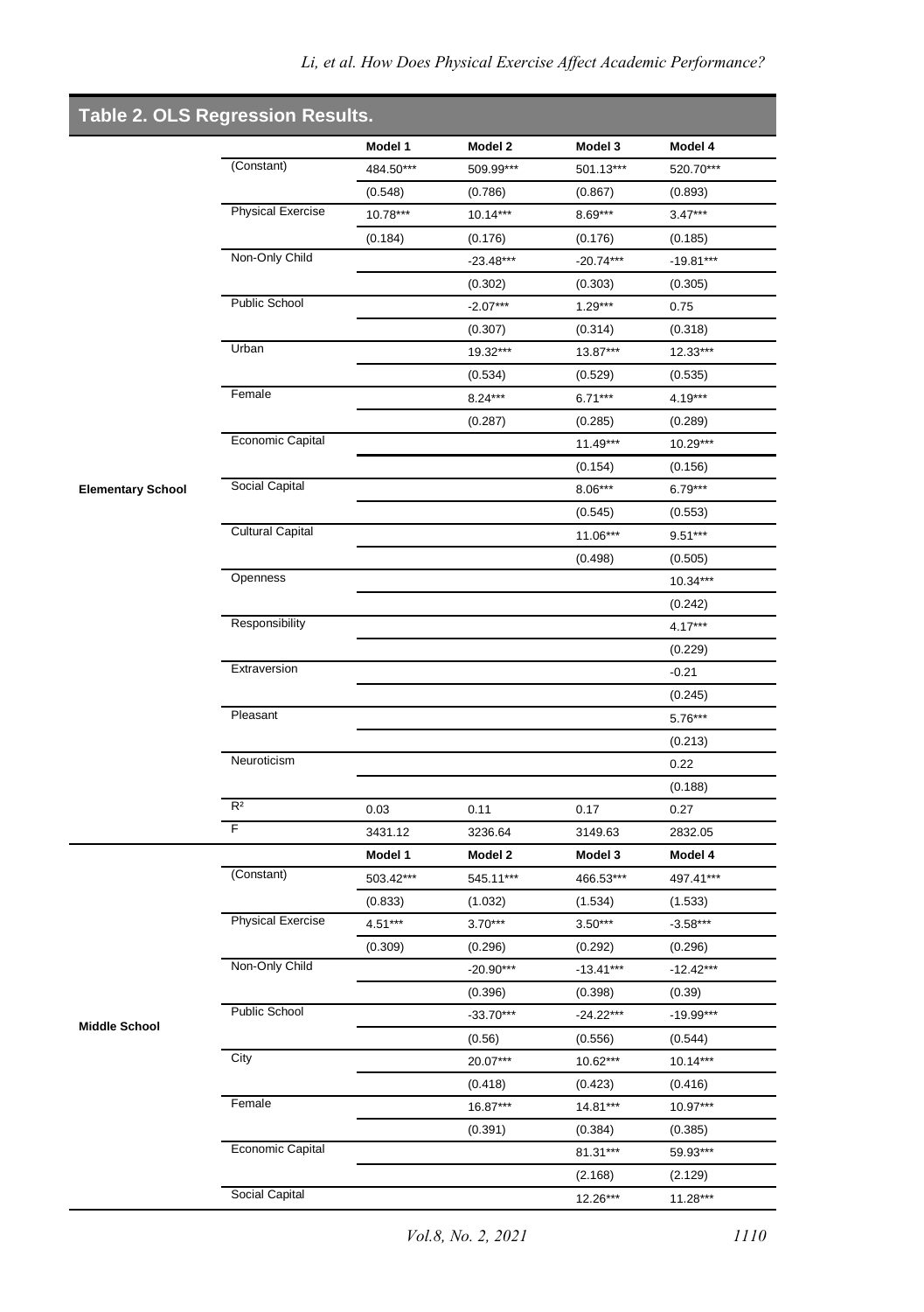## Table 2. OLS Regression Results.

| | | Model 1 | Model 2 | Model 3 | Model 4 |
|---|---|---|---|---|---|
| Elementary School | (Constant) | 484.50*** | 509.99*** | 501.13*** | 520.70*** |
| | | (0.548) | (0.786) | (0.867) | (0.893) |
| | Physical Exercise | 10.78*** | 10.14*** | 8.69*** | 3.47*** |
| | | (0.184) | (0.176) | (0.176) | (0.185) |
| | Non-Only Child | | -23.48*** | -20.74*** | -19.81*** |
| | | | (0.302) | (0.303) | (0.305) |
| | Public School | | -2.07*** | 1.29*** | 0.75 |
| | | | (0.307) | (0.314) | (0.318) |
| | Urban | | 19.32*** | 13.87*** | 12.33*** |
| | | | (0.534) | (0.529) | (0.535) |
| | Female | | 8.24*** | 6.71*** | 4.19*** |
| | | | (0.287) | (0.285) | (0.289) |
| | Economic Capital | | | 11.49*** | 10.29*** |
| | | | | (0.154) | (0.156) |
| | Social Capital | | | 8.06*** | 6.79*** |
| | | | | (0.545) | (0.553) |
| | Cultural Capital | | | 11.06*** | 9.51*** |
| | | | | (0.498) | (0.505) |
| | Openness | | | | 10.34*** |
| | | | | | (0.242) |
| | Responsibility | | | | 4.17*** |
| | | | | | (0.229) |
| | Extraversion | | | | -0.21 |
| | | | | | (0.245) |
| | Pleasant | | | | 5.76*** |
| | | | | | (0.213) |
| | Neuroticism | | | | 0.22 |
| | | | | | (0.188) |
| | $R^2$ | 0.03 | 0.11 | 0.17 | 0.27 |
| | F | 3431.12 | 3236.64 | 3149.63 | 2832.05 |
| | | **Model 1** | **Model 2** | **Model 3** | **Model 4** |
| Middle School | (Constant) | 503.42*** | 545.11*** | 466.53*** | 497.41*** |
| | | (0.833) | (1.032) | (1.534) | (1.533) |
| | Physical Exercise | 4.51*** | 3.70*** | 3.50*** | -3.58*** |
| | | (0.309) | (0.296) | (0.292) | (0.296) |
| | Non-Only Child | | -20.90*** | -13.41*** | -12.42*** |
| | | | (0.396) | (0.398) | (0.39) |
| | Public School | | -33.70*** | -24.22*** | -19.99*** |
| | | | (0.56) | (0.556) | (0.544) |
| | City | | 20.07*** | 10.62*** | 10.14*** |
| | | | (0.418) | (0.423) | (0.416) |
| | Female | | 16.87*** | 14.81*** | 10.97*** |
| | | | (0.391) | (0.384) | (0.385) |
| | Economic Capital | | | 81.31*** | 59.93*** |
| | | | | (2.168) | (2.129) |
| | Social Capital | | | 12.26*** | 11.28*** |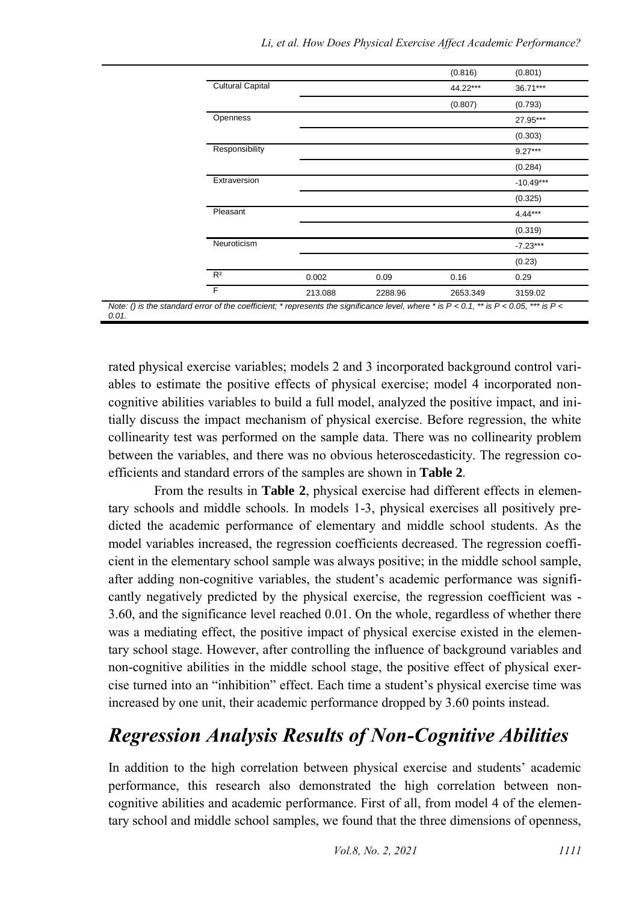| | | | | |
|---|---|---|---|---|
| | | | (0.816) | (0.801) |
| Cultural Capital | | | 44.22*** | 36.71*** |
| | | | (0.807) | (0.793) |
| Openness | | | | 27.95*** |
| | | | | (0.303) |
| Responsibility | | | | 9.27*** |
| | | | | (0.284) |
| Extraversion | | | | -10.49*** |
| | | | | (0.325) |
| Pleasant | | | | 4.44*** |
| | | | | (0.319) |
| Neuroticism | | | | -7.23*** |
| | | | | (0.23) |
| $R^2$ | 0.002 | 0.09 | 0.16 | 0.29 |
| F | 213.088 | 2288.96 | 2653.349 | 3159.02 |

*Note: () is the standard error of the coefficient; * represents the significance level, where * is P < 0.1, ** is P < 0.05, *** is P < 0.01.*

rated physical exercise variables; models 2 and 3 incorporated background control variables to estimate the positive effects of physical exercise; model 4 incorporated non-cognitive abilities variables to build a full model, analyzed the positive impact, and initially discuss the impact mechanism of physical exercise. Before regression, the white collinearity test was performed on the sample data. There was no collinearity problem between the variables, and there was no obvious heteroscedasticity. The regression coefficients and standard errors of the samples are shown in **Table 2**.

From the results in **Table 2**, physical exercise had different effects in elementary schools and middle schools. In models 1-3, physical exercises all positively predicted the academic performance of elementary and middle school students. As the model variables increased, the regression coefficients decreased. The regression coefficient in the elementary school sample was always positive; in the middle school sample, after adding non-cognitive variables, the student's academic performance was significantly negatively predicted by the physical exercise, the regression coefficient was -3.60, and the significance level reached 0.01. On the whole, regardless of whether there was a mediating effect, the positive impact of physical exercise existed in the elementary school stage. However, after controlling the influence of background variables and non-cognitive abilities in the middle school stage, the positive effect of physical exercise turned into an "inhibition" effect. Each time a student's physical exercise time was increased by one unit, their academic performance dropped by 3.60 points instead.

## *Regression Analysis Results of Non-Cognitive Abilities*

In addition to the high correlation between physical exercise and students' academic performance, this research also demonstrated the high correlation between non-cognitive abilities and academic performance. First of all, from model 4 of the elementary school and middle school samples, we found that the three dimensions of openness,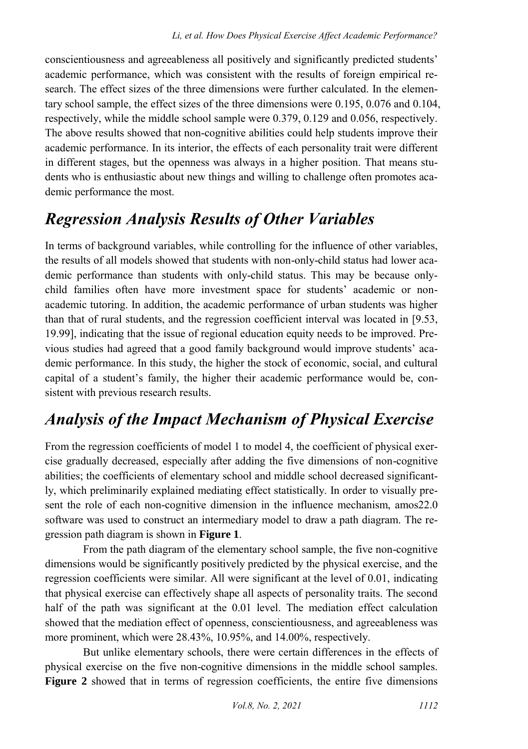conscientiousness and agreeableness all positively and significantly predicted students' academic performance, which was consistent with the results of foreign empirical research. The effect sizes of the three dimensions were further calculated. In the elementary school sample, the effect sizes of the three dimensions were 0.195, 0.076 and 0.104, respectively, while the middle school sample were 0.379, 0.129 and 0.056, respectively. The above results showed that non-cognitive abilities could help students improve their academic performance. In its interior, the effects of each personality trait were different in different stages, but the openness was always in a higher position. That means students who is enthusiastic about new things and willing to challenge often promotes academic performance the most.

## *Regression Analysis Results of Other Variables*

In terms of background variables, while controlling for the influence of other variables, the results of all models showed that students with non-only-child status had lower academic performance than students with only-child status. This may be because only-child families often have more investment space for students' academic or non-academic tutoring. In addition, the academic performance of urban students was higher than that of rural students, and the regression coefficient interval was located in [9.53, 19.99], indicating that the issue of regional education equity needs to be improved. Previous studies had agreed that a good family background would improve students' academic performance. In this study, the higher the stock of economic, social, and cultural capital of a student's family, the higher their academic performance would be, consistent with previous research results.

## *Analysis of the Impact Mechanism of Physical Exercise*

From the regression coefficients of model 1 to model 4, the coefficient of physical exercise gradually decreased, especially after adding the five dimensions of non-cognitive abilities; the coefficients of elementary school and middle school decreased significantly, which preliminarily explained mediating effect statistically. In order to visually present the role of each non-cognitive dimension in the influence mechanism, amos22.0 software was used to construct an intermediary model to draw a path diagram. The regression path diagram is shown in **Figure 1**.

From the path diagram of the elementary school sample, the five non-cognitive dimensions would be significantly positively predicted by the physical exercise, and the regression coefficients were similar. All were significant at the level of 0.01, indicating that physical exercise can effectively shape all aspects of personality traits. The second half of the path was significant at the 0.01 level. The mediation effect calculation showed that the mediation effect of openness, conscientiousness, and agreeableness was more prominent, which were 28.43%, 10.95%, and 14.00%, respectively.

But unlike elementary schools, there were certain differences in the effects of physical exercise on the five non-cognitive dimensions in the middle school samples. **Figure 2** showed that in terms of regression coefficients, the entire five dimensions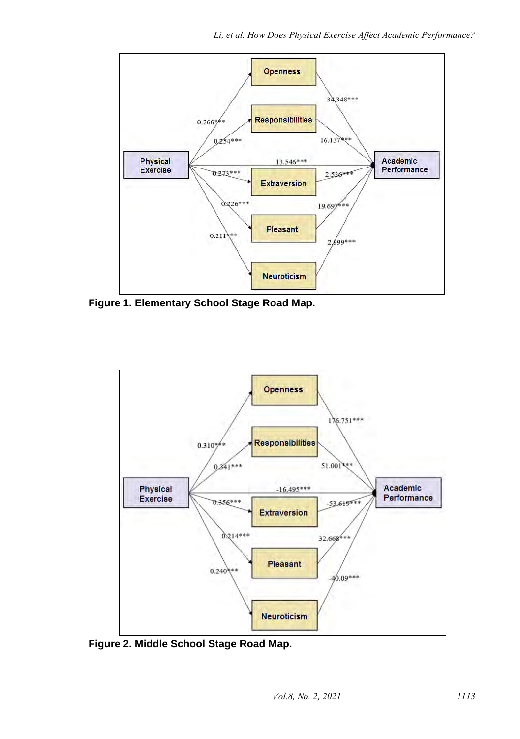**Figure 1. Elementary School Stage Road Map.**

**Figure 2. Middle School Stage Road Map.**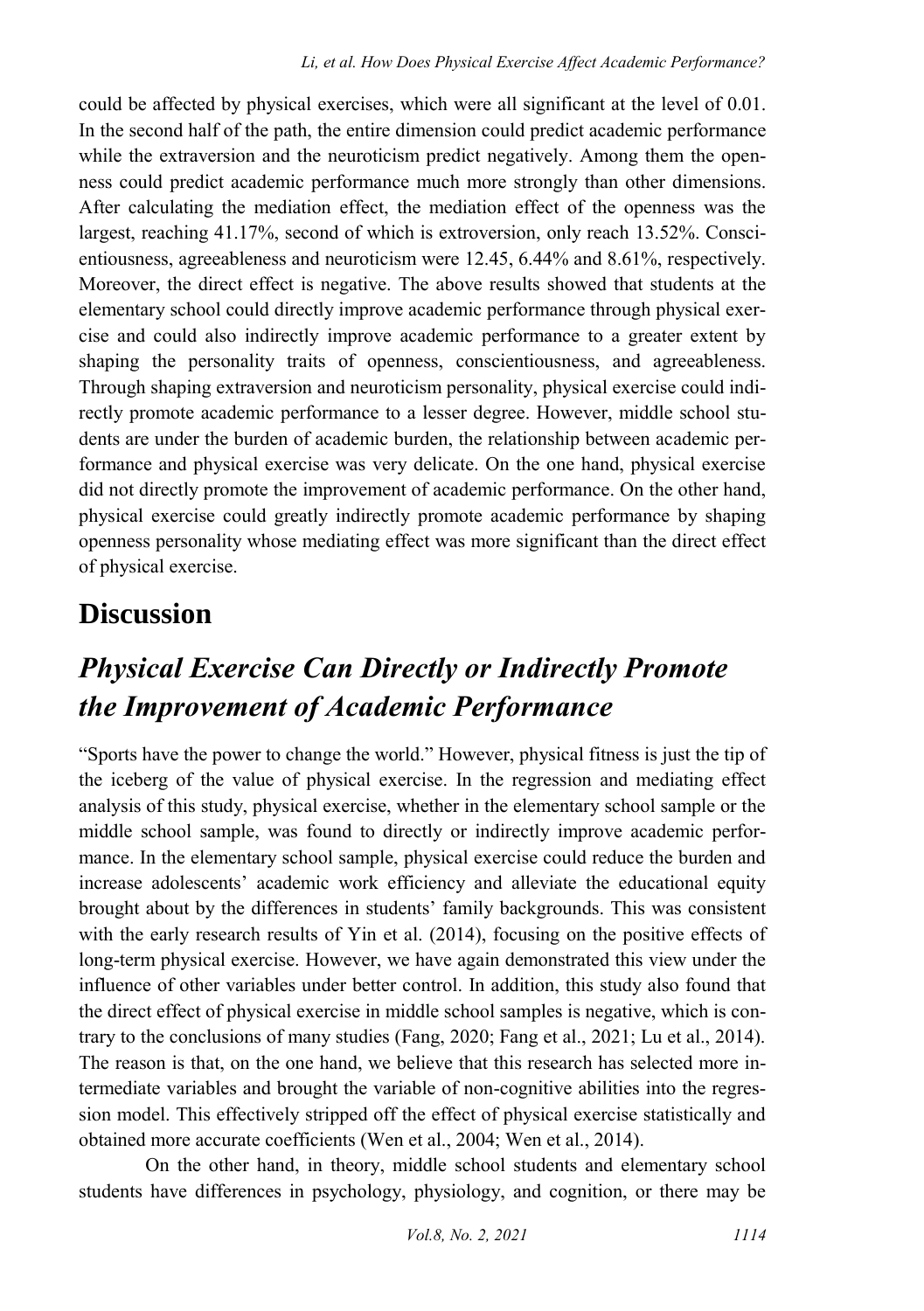could be affected by physical exercises, which were all significant at the level of 0.01. In the second half of the path, the entire dimension could predict academic performance while the extraversion and the neuroticism predict negatively. Among them the openness could predict academic performance much more strongly than other dimensions. After calculating the mediation effect, the mediation effect of the openness was the largest, reaching 41.17%, second of which is extroversion, only reach 13.52%. Conscientiousness, agreeableness and neuroticism were 12.45, 6.44% and 8.61%, respectively. Moreover, the direct effect is negative. The above results showed that students at the elementary school could directly improve academic performance through physical exercise and could also indirectly improve academic performance to a greater extent by shaping the personality traits of openness, conscientiousness, and agreeableness. Through shaping extraversion and neuroticism personality, physical exercise could indirectly promote academic performance to a lesser degree. However, middle school students are under the burden of academic burden, the relationship between academic performance and physical exercise was very delicate. On the one hand, physical exercise did not directly promote the improvement of academic performance. On the other hand, physical exercise could greatly indirectly promote academic performance by shaping openness personality whose mediating effect was more significant than the direct effect of physical exercise.

# Discussion

## *Physical Exercise Can Directly or Indirectly Promote the Improvement of Academic Performance*

"Sports have the power to change the world." However, physical fitness is just the tip of the iceberg of the value of physical exercise. In the regression and mediating effect analysis of this study, physical exercise, whether in the elementary school sample or the middle school sample, was found to directly or indirectly improve academic performance. In the elementary school sample, physical exercise could reduce the burden and increase adolescents' academic work efficiency and alleviate the educational equity brought about by the differences in students' family backgrounds. This was consistent with the early research results of Yin et al. (2014), focusing on the positive effects of long-term physical exercise. However, we have again demonstrated this view under the influence of other variables under better control. In addition, this study also found that the direct effect of physical exercise in middle school samples is negative, which is contrary to the conclusions of many studies (Fang, 2020; Fang et al., 2021; Lu et al., 2014). The reason is that, on the one hand, we believe that this research has selected more intermediate variables and brought the variable of non-cognitive abilities into the regression model. This effectively stripped off the effect of physical exercise statistically and obtained more accurate coefficients (Wen et al., 2004; Wen et al., 2014).

On the other hand, in theory, middle school students and elementary school students have differences in psychology, physiology, and cognition, or there may be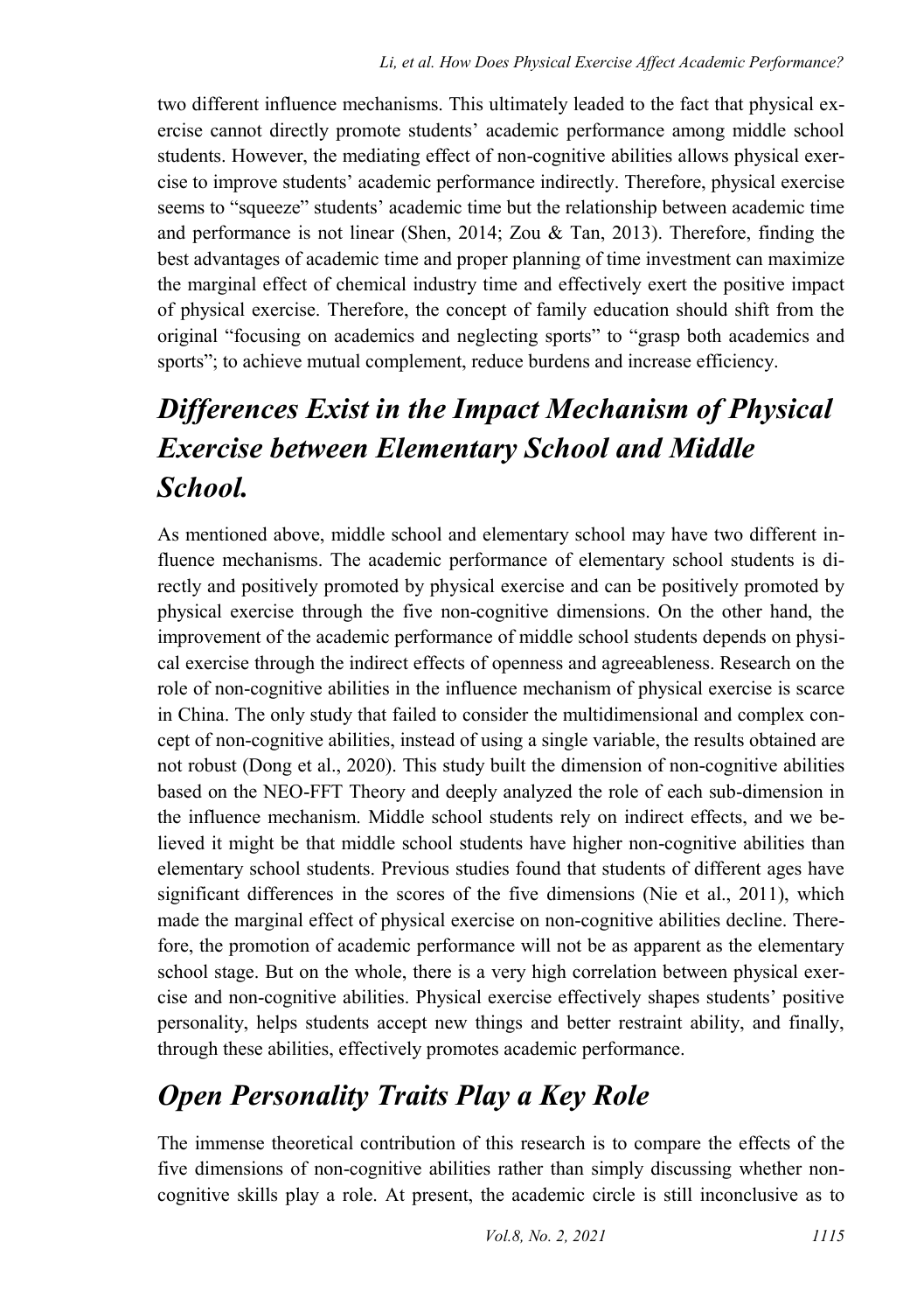two different influence mechanisms. This ultimately leaded to the fact that physical exercise cannot directly promote students' academic performance among middle school students. However, the mediating effect of non-cognitive abilities allows physical exercise to improve students' academic performance indirectly. Therefore, physical exercise seems to "squeeze" students' academic time but the relationship between academic time and performance is not linear (Shen, 2014; Zou & Tan, 2013). Therefore, finding the best advantages of academic time and proper planning of time investment can maximize the marginal effect of chemical industry time and effectively exert the positive impact of physical exercise. Therefore, the concept of family education should shift from the original "focusing on academics and neglecting sports" to "grasp both academics and sports"; to achieve mutual complement, reduce burdens and increase efficiency.

## *Differences Exist in the Impact Mechanism of Physical Exercise between Elementary School and Middle School.*

As mentioned above, middle school and elementary school may have two different influence mechanisms. The academic performance of elementary school students is directly and positively promoted by physical exercise and can be positively promoted by physical exercise through the five non-cognitive dimensions. On the other hand, the improvement of the academic performance of middle school students depends on physical exercise through the indirect effects of openness and agreeableness. Research on the role of non-cognitive abilities in the influence mechanism of physical exercise is scarce in China. The only study that failed to consider the multidimensional and complex concept of non-cognitive abilities, instead of using a single variable, the results obtained are not robust (Dong et al., 2020). This study built the dimension of non-cognitive abilities based on the NEO-FFT Theory and deeply analyzed the role of each sub-dimension in the influence mechanism. Middle school students rely on indirect effects, and we believed it might be that middle school students have higher non-cognitive abilities than elementary school students. Previous studies found that students of different ages have significant differences in the scores of the five dimensions (Nie et al., 2011), which made the marginal effect of physical exercise on non-cognitive abilities decline. Therefore, the promotion of academic performance will not be as apparent as the elementary school stage. But on the whole, there is a very high correlation between physical exercise and non-cognitive abilities. Physical exercise effectively shapes students' positive personality, helps students accept new things and better restraint ability, and finally, through these abilities, effectively promotes academic performance.

## *Open Personality Traits Play a Key Role*

The immense theoretical contribution of this research is to compare the effects of the five dimensions of non-cognitive abilities rather than simply discussing whether non-cognitive skills play a role. At present, the academic circle is still inconclusive as to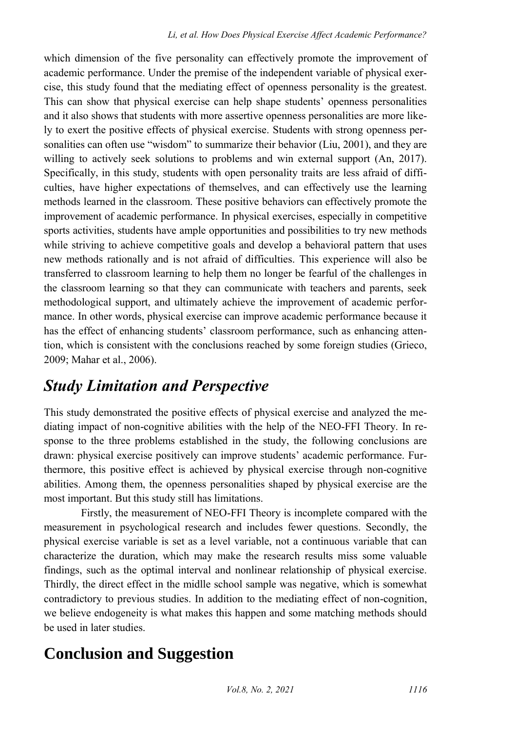which dimension of the five personality can effectively promote the improvement of academic performance. Under the premise of the independent variable of physical exercise, this study found that the mediating effect of openness personality is the greatest. This can show that physical exercise can help shape students' openness personalities and it also shows that students with more assertive openness personalities are more likely to exert the positive effects of physical exercise. Students with strong openness personalities can often use "wisdom" to summarize their behavior (Liu, 2001), and they are willing to actively seek solutions to problems and win external support (An, 2017). Specifically, in this study, students with open personality traits are less afraid of difficulties, have higher expectations of themselves, and can effectively use the learning methods learned in the classroom. These positive behaviors can effectively promote the improvement of academic performance. In physical exercises, especially in competitive sports activities, students have ample opportunities and possibilities to try new methods while striving to achieve competitive goals and develop a behavioral pattern that uses new methods rationally and is not afraid of difficulties. This experience will also be transferred to classroom learning to help them no longer be fearful of the challenges in the classroom learning so that they can communicate with teachers and parents, seek methodological support, and ultimately achieve the improvement of academic performance. In other words, physical exercise can improve academic performance because it has the effect of enhancing students' classroom performance, such as enhancing attention, which is consistent with the conclusions reached by some foreign studies (Grieco, 2009; Mahar et al., 2006).

## *Study Limitation and Perspective*

This study demonstrated the positive effects of physical exercise and analyzed the mediating impact of non-cognitive abilities with the help of the NEO-FFI Theory. In response to the three problems established in the study, the following conclusions are drawn: physical exercise positively can improve students' academic performance. Furthermore, this positive effect is achieved by physical exercise through non-cognitive abilities. Among them, the openness personalities shaped by physical exercise are the most important. But this study still has limitations.

Firstly, the measurement of NEO-FFI Theory is incomplete compared with the measurement in psychological research and includes fewer questions. Secondly, the physical exercise variable is set as a level variable, not a continuous variable that can characterize the duration, which may make the research results miss some valuable findings, such as the optimal interval and nonlinear relationship of physical exercise. Thirdly, the direct effect in the midlle school sample was negative, which is somewhat contradictory to previous studies. In addition to the mediating effect of non-cognition, we believe endogeneity is what makes this happen and some matching methods should be used in later studies.

# Conclusion and Suggestion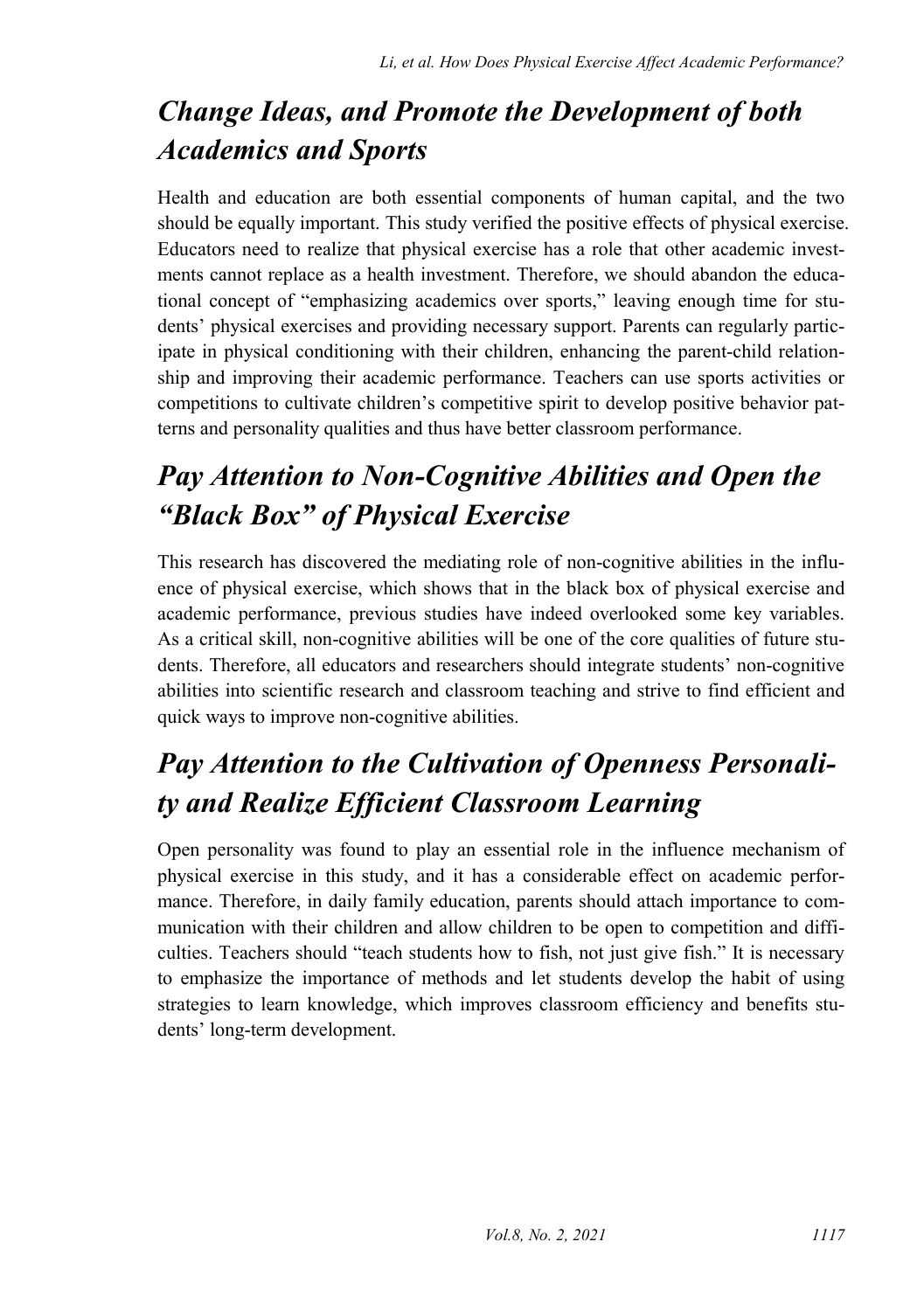## *Change Ideas, and Promote the Development of both Academics and Sports*

Health and education are both essential components of human capital, and the two should be equally important. This study verified the positive effects of physical exercise. Educators need to realize that physical exercise has a role that other academic investments cannot replace as a health investment. Therefore, we should abandon the educational concept of "emphasizing academics over sports," leaving enough time for students' physical exercises and providing necessary support. Parents can regularly participate in physical conditioning with their children, enhancing the parent-child relationship and improving their academic performance. Teachers can use sports activities or competitions to cultivate children's competitive spirit to develop positive behavior patterns and personality qualities and thus have better classroom performance.

## *Pay Attention to Non-Cognitive Abilities and Open the "Black Box" of Physical Exercise*

This research has discovered the mediating role of non-cognitive abilities in the influence of physical exercise, which shows that in the black box of physical exercise and academic performance, previous studies have indeed overlooked some key variables. As a critical skill, non-cognitive abilities will be one of the core qualities of future students. Therefore, all educators and researchers should integrate students' non-cognitive abilities into scientific research and classroom teaching and strive to find efficient and quick ways to improve non-cognitive abilities.

## *Pay Attention to the Cultivation of Openness Personality and Realize Efficient Classroom Learning*

Open personality was found to play an essential role in the influence mechanism of physical exercise in this study, and it has a considerable effect on academic performance. Therefore, in daily family education, parents should attach importance to communication with their children and allow children to be open to competition and difficulties. Teachers should "teach students how to fish, not just give fish." It is necessary to emphasize the importance of methods and let students develop the habit of using strategies to learn knowledge, which improves classroom efficiency and benefits students' long-term development.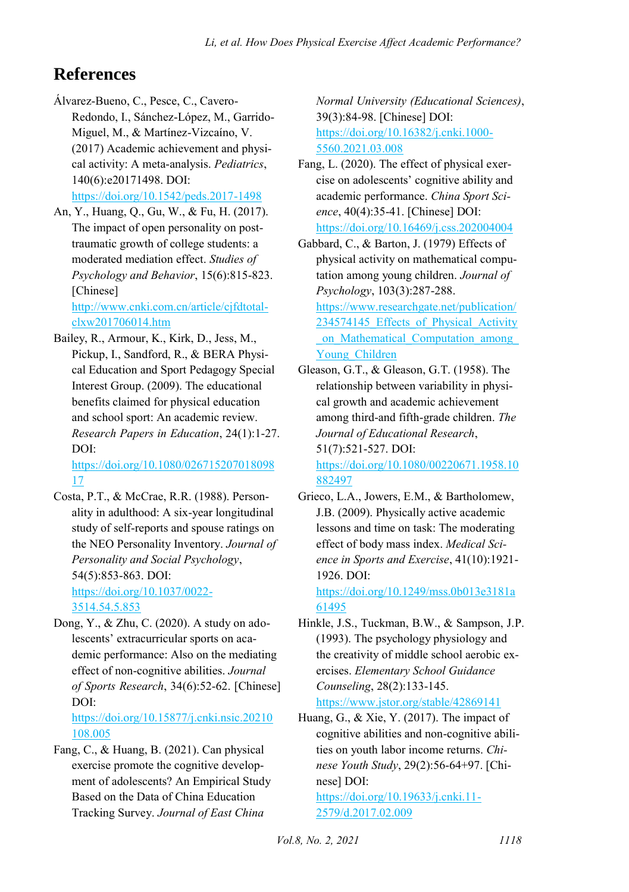# References

Álvarez-Bueno, C., Pesce, C., Cavero-Redondo, I., Sánchez-López, M., Garrido-Miguel, M., & Martínez-Vizcaíno, V. (2017) Academic achievement and physical activity: A meta-analysis. *Pediatrics*, 140(6):e20171498. DOI: https://doi.org/10.1542/peds.2017-1498

An, Y., Huang, Q., Gu, W., & Fu, H. (2017). The impact of open personality on post-traumatic growth of college students: a moderated mediation effect. *Studies of Psychology and Behavior*, 15(6):815-823. [Chinese] http://www.cnki.com.cn/article/cjfdtotal-clxw201706014.htm

Bailey, R., Armour, K., Kirk, D., Jess, M., Pickup, I., Sandford, R., & BERA Physical Education and Sport Pedagogy Special Interest Group. (2009). The educational benefits claimed for physical education and school sport: An academic review. *Research Papers in Education*, 24(1):1-27. DOI: https://doi.org/10.1080/02671520701809817

Costa, P.T., & McCrae, R.R. (1988). Personality in adulthood: A six-year longitudinal study of self-reports and spouse ratings on the NEO Personality Inventory. *Journal of Personality and Social Psychology*, 54(5):853-863. DOI: https://doi.org/10.1037/0022-3514.54.5.853

Dong, Y., & Zhu, C. (2020). A study on adolescents' extracurricular sports on academic performance: Also on the mediating effect of non-cognitive abilities. *Journal of Sports Research*, 34(6):52-62. [Chinese] DOI: https://doi.org/10.15877/j.cnki.nsic.20210108.005

Fang, C., & Huang, B. (2021). Can physical exercise promote the cognitive development of adolescents? An Empirical Study Based on the Data of China Education Tracking Survey. *Journal of East China Normal University (Educational Sciences)*, 39(3):84-98. [Chinese] DOI: https://doi.org/10.16382/j.cnki.1000-5560.2021.03.008

Fang, L. (2020). The effect of physical exercise on adolescents' cognitive ability and academic performance. *China Sport Science*, 40(4):35-41. [Chinese] DOI: https://doi.org/10.16469/j.css.202004004

Gabbard, C., & Barton, J. (1979) Effects of physical activity on mathematical computation among young children. *Journal of Psychology*, 103(3):287-288. https://www.researchgate.net/publication/234574145_Effects_of_Physical_Activity_on_Mathematical_Computation_among_Young_Children

Gleason, G.T., & Gleason, G.T. (1958). The relationship between variability in physical growth and academic achievement among third-and fifth-grade children. *The Journal of Educational Research*, 51(7):521-527. DOI: https://doi.org/10.1080/00220671.1958.10882497

Grieco, L.A., Jowers, E.M., & Bartholomew, J.B. (2009). Physically active academic lessons and time on task: The moderating effect of body mass index. *Medical Science in Sports and Exercise*, 41(10):1921-1926. DOI: https://doi.org/10.1249/mss.0b013e3181a61495

Hinkle, J.S., Tuckman, B.W., & Sampson, J.P. (1993). The psychology physiology and the creativity of middle school aerobic exercises. *Elementary School Guidance Counseling*, 28(2):133-145. https://www.jstor.org/stable/42869141

Huang, G., & Xie, Y. (2017). The impact of cognitive abilities and non-cognitive abilities on youth labor income returns. *Chinese Youth Study*, 29(2):56-64+97. [Chinese] DOI: https://doi.org/10.19633/j.cnki.11-2579/d.2017.02.009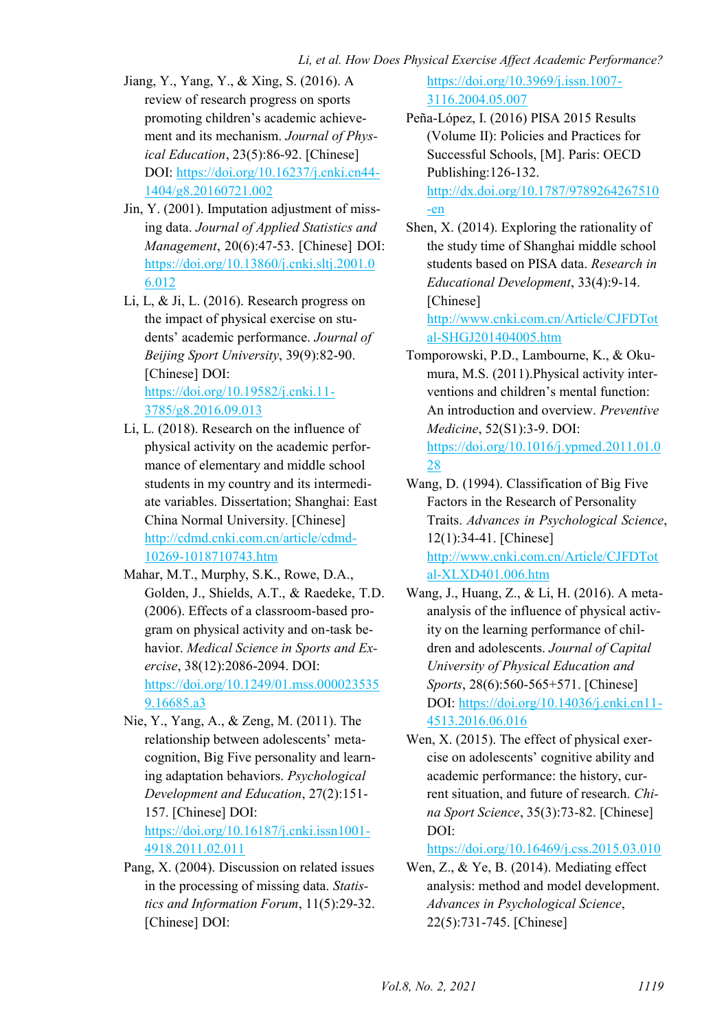Jiang, Y., Yang, Y., & Xing, S. (2016). A review of research progress on sports promoting children's academic achievement and its mechanism. *Journal of Physical Education*, 23(5):86-92. [Chinese] DOI: https://doi.org/10.16237/j.cnki.cn44-1404/g8.20160721.002

Jin, Y. (2001). Imputation adjustment of missing data. *Journal of Applied Statistics and Management*, 20(6):47-53. [Chinese] DOI: https://doi.org/10.13860/j.cnki.sltj.2001.06.012

Li, L, & Ji, L. (2016). Research progress on the impact of physical exercise on students' academic performance. *Journal of Beijing Sport University*, 39(9):82-90. [Chinese] DOI: https://doi.org/10.19582/j.cnki.11-3785/g8.2016.09.013

Li, L. (2018). Research on the influence of physical activity on the academic performance of elementary and middle school students in my country and its intermediate variables. Dissertation; Shanghai: East China Normal University. [Chinese] http://cdmd.cnki.com.cn/article/cdmd-10269-1018710743.htm

Mahar, M.T., Murphy, S.K., Rowe, D.A., Golden, J., Shields, A.T., & Raedeke, T.D. (2006). Effects of a classroom-based program on physical activity and on-task behavior. *Medical Science in Sports and Exercise*, 38(12):2086-2094. DOI: https://doi.org/10.1249/01.mss.0000235359.16685.a3

Nie, Y., Yang, A., & Zeng, M. (2011). The relationship between adolescents' metacognition, Big Five personality and learning adaptation behaviors. *Psychological Development and Education*, 27(2):151-157. [Chinese] DOI: https://doi.org/10.16187/j.cnki.issn1001-4918.2011.02.011

Pang, X. (2004). Discussion on related issues in the processing of missing data. *Statistics and Information Forum*, 11(5):29-32. [Chinese] DOI: https://doi.org/10.3969/j.issn.1007-3116.2004.05.007

Peña-López, I. (2016) PISA 2015 Results (Volume II): Policies and Practices for Successful Schools, [M]. Paris: OECD Publishing:126-132. http://dx.doi.org/10.1787/9789264267510-en

Shen, X. (2014). Exploring the rationality of the study time of Shanghai middle school students based on PISA data. *Research in Educational Development*, 33(4):9-14. [Chinese] http://www.cnki.com.cn/Article/CJFDTotal-SHGJ201404005.htm

Tomporowski, P.D., Lambourne, K., & Okumura, M.S. (2011).Physical activity interventions and children's mental function: An introduction and overview. *Preventive Medicine*, 52(S1):3-9. DOI: https://doi.org/10.1016/j.ypmed.2011.01.028

Wang, D. (1994). Classification of Big Five Factors in the Research of Personality Traits. *Advances in Psychological Science*, 12(1):34-41. [Chinese] http://www.cnki.com.cn/Article/CJFDTotal-XLXD401.006.htm

Wang, J., Huang, Z., & Li, H. (2016). A meta-analysis of the influence of physical activity on the learning performance of children and adolescents. *Journal of Capital University of Physical Education and Sports*, 28(6):560-565+571. [Chinese] DOI: https://doi.org/10.14036/j.cnki.cn11-4513.2016.06.016

Wen, X. (2015). The effect of physical exercise on adolescents' cognitive ability and academic performance: the history, current situation, and future of research. *China Sport Science*, 35(3):73-82. [Chinese] DOI: https://doi.org/10.16469/j.css.2015.03.010

Wen, Z., & Ye, B. (2014). Mediating effect analysis: method and model development. *Advances in Psychological Science*, 22(5):731-745. [Chinese]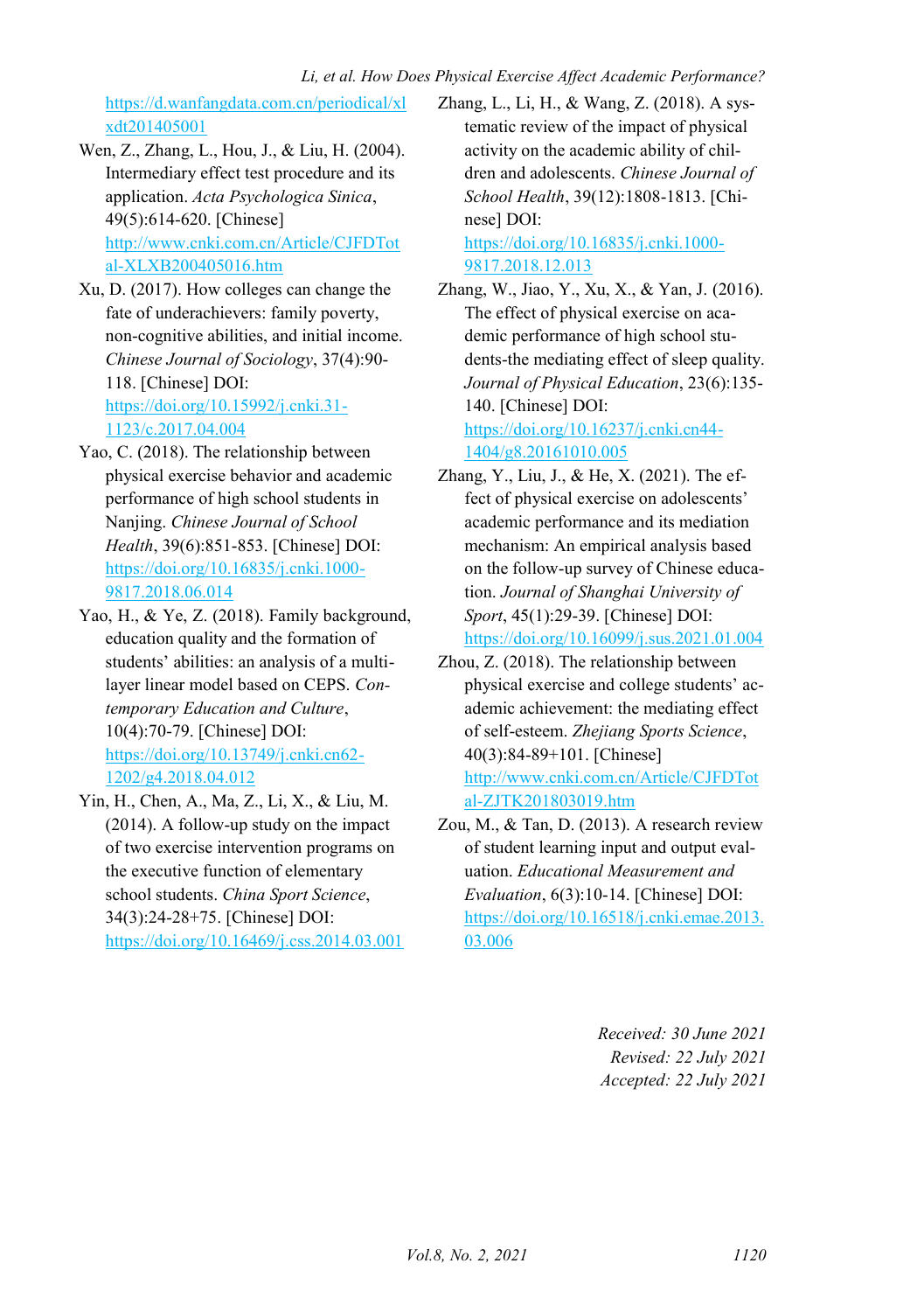https://d.wanfangdata.com.cn/periodical/xlxdt201405001

Wen, Z., Zhang, L., Hou, J., & Liu, H. (2004). Intermediary effect test procedure and its application. *Acta Psychologica Sinica*, 49(5):614-620. [Chinese] http://www.cnki.com.cn/Article/CJFDTotal-XLXB200405016.htm

Xu, D. (2017). How colleges can change the fate of underachievers: family poverty, non-cognitive abilities, and initial income. *Chinese Journal of Sociology*, 37(4):90-118. [Chinese] DOI: https://doi.org/10.15992/j.cnki.31-1123/c.2017.04.004

Yao, C. (2018). The relationship between physical exercise behavior and academic performance of high school students in Nanjing. *Chinese Journal of School Health*, 39(6):851-853. [Chinese] DOI: https://doi.org/10.16835/j.cnki.1000-9817.2018.06.014

Yao, H., & Ye, Z. (2018). Family background, education quality and the formation of students' abilities: an analysis of a multilayer linear model based on CEPS. *Contemporary Education and Culture*, 10(4):70-79. [Chinese] DOI: https://doi.org/10.13749/j.cnki.cn62-1202/g4.2018.04.012

Yin, H., Chen, A., Ma, Z., Li, X., & Liu, M. (2014). A follow-up study on the impact of two exercise intervention programs on the executive function of elementary school students. *China Sport Science*, 34(3):24-28+75. [Chinese] DOI: https://doi.org/10.16469/j.css.2014.03.001

Zhang, L., Li, H., & Wang, Z. (2018). A systematic review of the impact of physical activity on the academic ability of children and adolescents. *Chinese Journal of School Health*, 39(12):1808-1813. [Chinese] DOI: https://doi.org/10.16835/j.cnki.1000-9817.2018.12.013

Zhang, W., Jiao, Y., Xu, X., & Yan, J. (2016). The effect of physical exercise on academic performance of high school students-the mediating effect of sleep quality. *Journal of Physical Education*, 23(6):135-140. [Chinese] DOI: https://doi.org/10.16237/j.cnki.cn44-1404/g8.20161010.005

Zhang, Y., Liu, J., & He, X. (2021). The effect of physical exercise on adolescents' academic performance and its mediation mechanism: An empirical analysis based on the follow-up survey of Chinese education. *Journal of Shanghai University of Sport*, 45(1):29-39. [Chinese] DOI: https://doi.org/10.16099/j.sus.2021.01.004

Zhou, Z. (2018). The relationship between physical exercise and college students' academic achievement: the mediating effect of self-esteem. *Zhejiang Sports Science*, 40(3):84-89+101. [Chinese] http://www.cnki.com.cn/Article/CJFDTotal-ZJTK201803019.htm

Zou, M., & Tan, D. (2013). A research review of student learning input and output evaluation. *Educational Measurement and Evaluation*, 6(3):10-14. [Chinese] DOI: https://doi.org/10.16518/j.cnki.emae.2013.03.006

*Received: 30 June 2021*
*Revised: 22 July 2021*
*Accepted: 22 July 2021*